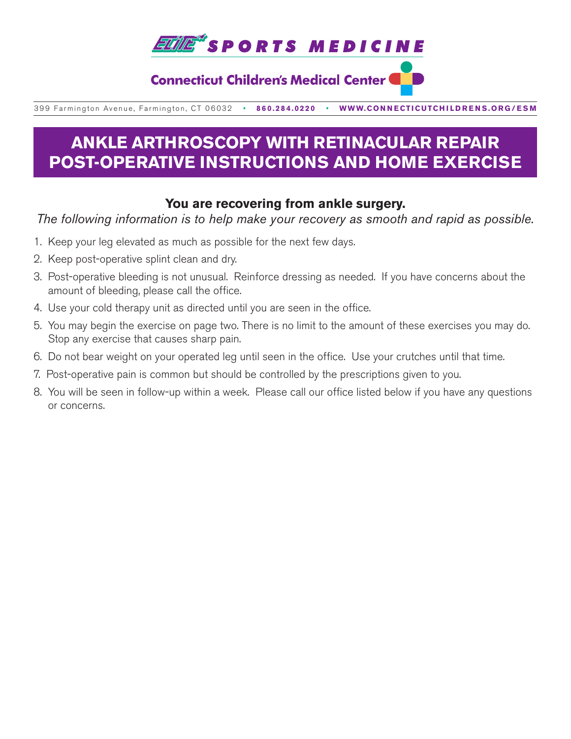ELITE SPORTS MEDICINE

Connecticut Children's Medical Center

399 Farmington Avenue, Farmington, CT 06032 • **860.284.0220** • **WWW.CONNECTICUTCHILDRENS.ORG/ESM**

# ANKLE ARTHROSCOPY WITH RETINACULAR REPAIR POST-OPERATIVE INSTRUCTIONS AND HOME EXERCISE

**You are recovering from ankle surgery.**

*The following information is to help make your recovery as smooth and rapid as possible.*

1. Keep your leg elevated as much as possible for the next few days.
2. Keep post-operative splint clean and dry.
3. Post-operative bleeding is not unusual. Reinforce dressing as needed. If you have concerns about the amount of bleeding, please call the office.
4. Use your cold therapy unit as directed until you are seen in the office.
5. You may begin the exercise on page two. There is no limit to the amount of these exercises you may do. Stop any exercise that causes sharp pain.
6. Do not bear weight on your operated leg until seen in the office. Use your crutches until that time.
7. Post-operative pain is common but should be controlled by the prescriptions given to you.
8. You will be seen in follow-up within a week. Please call our office listed below if you have any questions or concerns.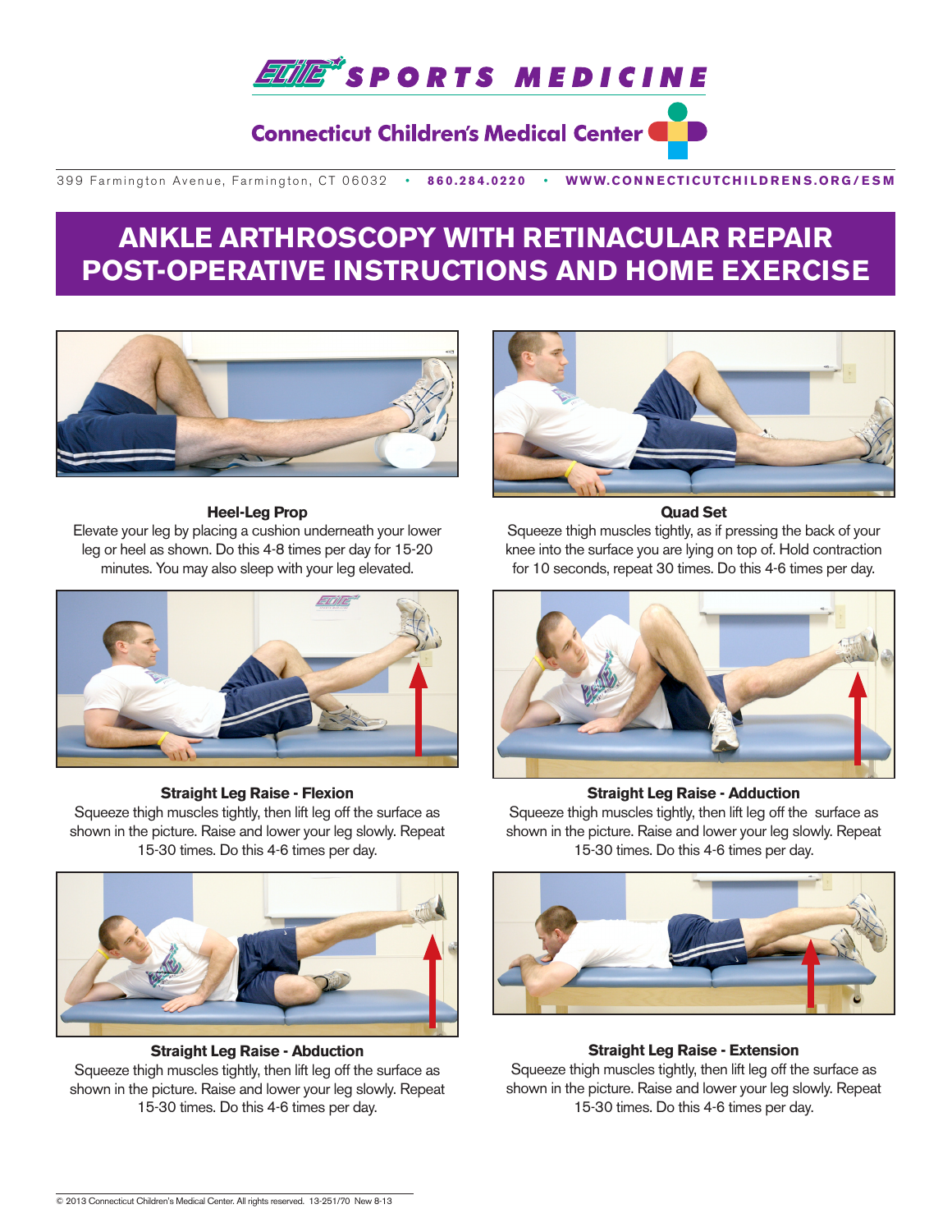# ELITE SPORTS MEDICINE

Connecticut Children's Medical Center

399 Farmington Avenue, Farmington, CT 06032 • 860.284.0220 • WWW.CONNECTICUTCHILDRENS.ORG/ESM

## ANKLE ARTHROSCOPY WITH RETINACULAR REPAIR POST-OPERATIVE INSTRUCTIONS AND HOME EXERCISE

**Heel-Leg Prop**

Elevate your leg by placing a cushion underneath your lower leg or heel as shown. Do this 4-8 times per day for 15-20 minutes. You may also sleep with your leg elevated.

**Quad Set**

Squeeze thigh muscles tightly, as if pressing the back of your knee into the surface you are lying on top of. Hold contraction for 10 seconds, repeat 30 times. Do this 4-6 times per day.

**Straight Leg Raise - Flexion**

Squeeze thigh muscles tightly, then lift leg off the surface as shown in the picture. Raise and lower your leg slowly. Repeat 15-30 times. Do this 4-6 times per day.

**Straight Leg Raise - Adduction**

Squeeze thigh muscles tightly, then lift leg off the surface as shown in the picture. Raise and lower your leg slowly. Repeat 15-30 times. Do this 4-6 times per day.

**Straight Leg Raise - Abduction**

Squeeze thigh muscles tightly, then lift leg off the surface as shown in the picture. Raise and lower your leg slowly. Repeat 15-30 times. Do this 4-6 times per day.

**Straight Leg Raise - Extension**

Squeeze thigh muscles tightly, then lift leg off the surface as shown in the picture. Raise and lower your leg slowly. Repeat 15-30 times. Do this 4-6 times per day.

© 2013 Connecticut Children's Medical Center. All rights reserved. 13-251/70 New 8-13